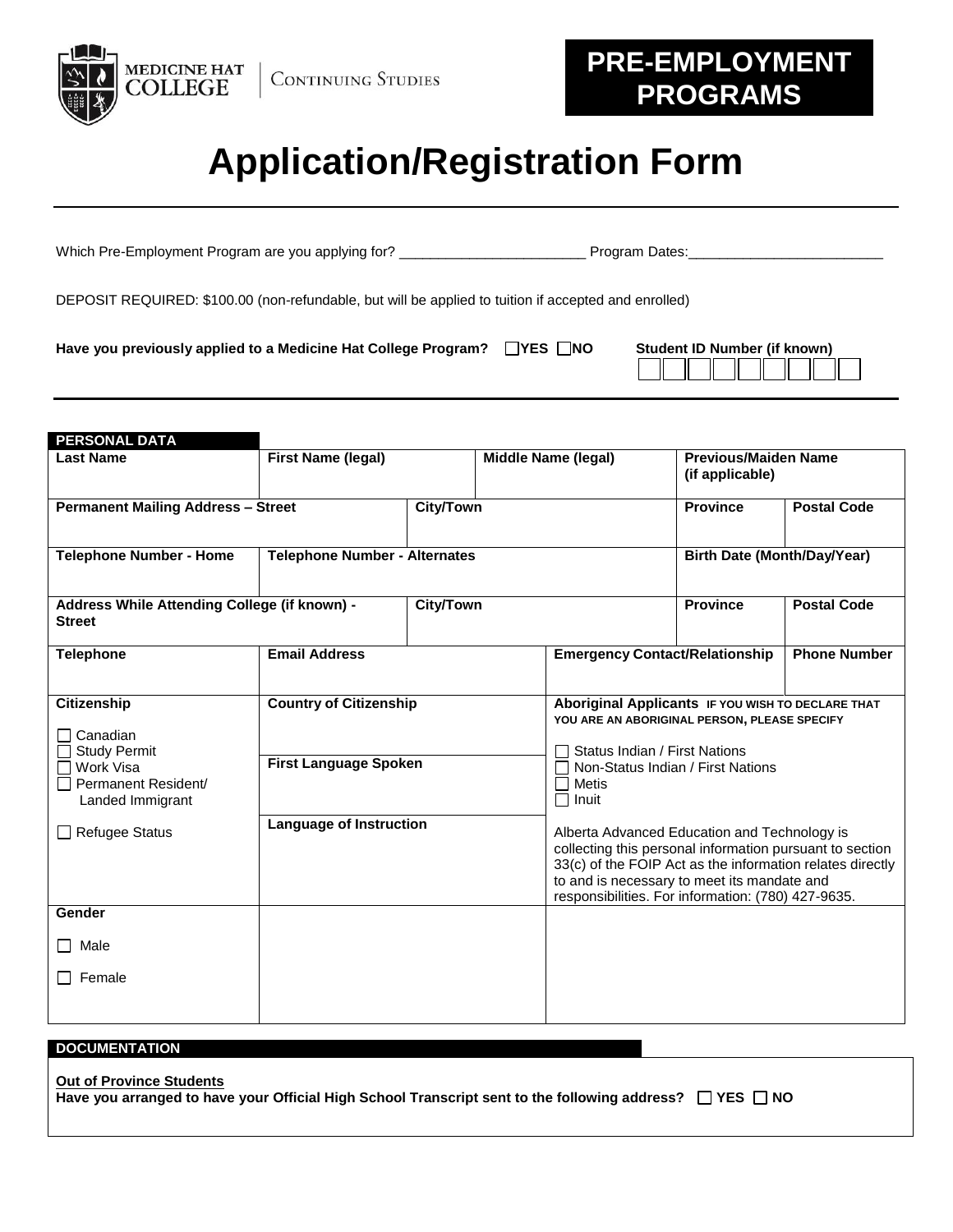MEDICINE HAT COLLEGE | CONTINUING STUDIES

**PRE-EMPLOYMENT PROGRAMS**

# Application/Registration Form

Which Pre-Employment Program are you applying for? ________________________ Program Dates:_________________________

DEPOSIT REQUIRED: $100.00 (non-refundable, but will be applied to tuition if accepted and enrolled)

**Have you previously applied to a Medicine Hat College Program?** ☐ **YES** ☐ **NO**

**Student ID Number (if known)** ☐☐☐☐☐☐☐☐☐

## PERSONAL DATA

| **Last Name** | **First Name (legal)** | **Middle Name (legal)** | **Previous/Maiden Name (if applicable)** | |
|---|---|---|---|---|
| **Permanent Mailing Address – Street** | **City/Town** | | **Province** | **Postal Code** |
| **Telephone Number - Home** | **Telephone Number - Alternates** | | **Birth Date (Month/Day/Year)** | |
| **Address While Attending College (if known) - Street** | **City/Town** | | **Province** | **Postal Code** |
| **Telephone** | **Email Address** | **Emergency Contact/Relationship** | | **Phone Number** |

| **Citizenship** | **Country of Citizenship** | **Aboriginal Applicants** IF YOU WISH TO DECLARE THAT YOU ARE AN ABORIGINAL PERSON, PLEASE SPECIFY |
|---|---|---|
| ☐ Canadian<br>☐ Study Permit<br>☐ Work Visa<br>☐ Permanent Resident/ Landed Immigrant<br><br>☐ Refugee Status | **First Language Spoken**<br><br>**Language of Instruction** | ☐ Status Indian / First Nations<br>☐ Non-Status Indian / First Nations<br>☐ Metis<br>☐ Inuit<br><br>Alberta Advanced Education and Technology is collecting this personal information pursuant to section 33(c) of the FOIP Act as the information relates directly to and is necessary to meet its mandate and responsibilities. For information: (780) 427-9635. |
| **Gender**<br><br>☐ Male<br><br>☐ Female | | |

## DOCUMENTATION

**Out of Province Students**

**Have you arranged to have your Official High School Transcript sent to the following address?** ☐ **YES** ☐ **NO**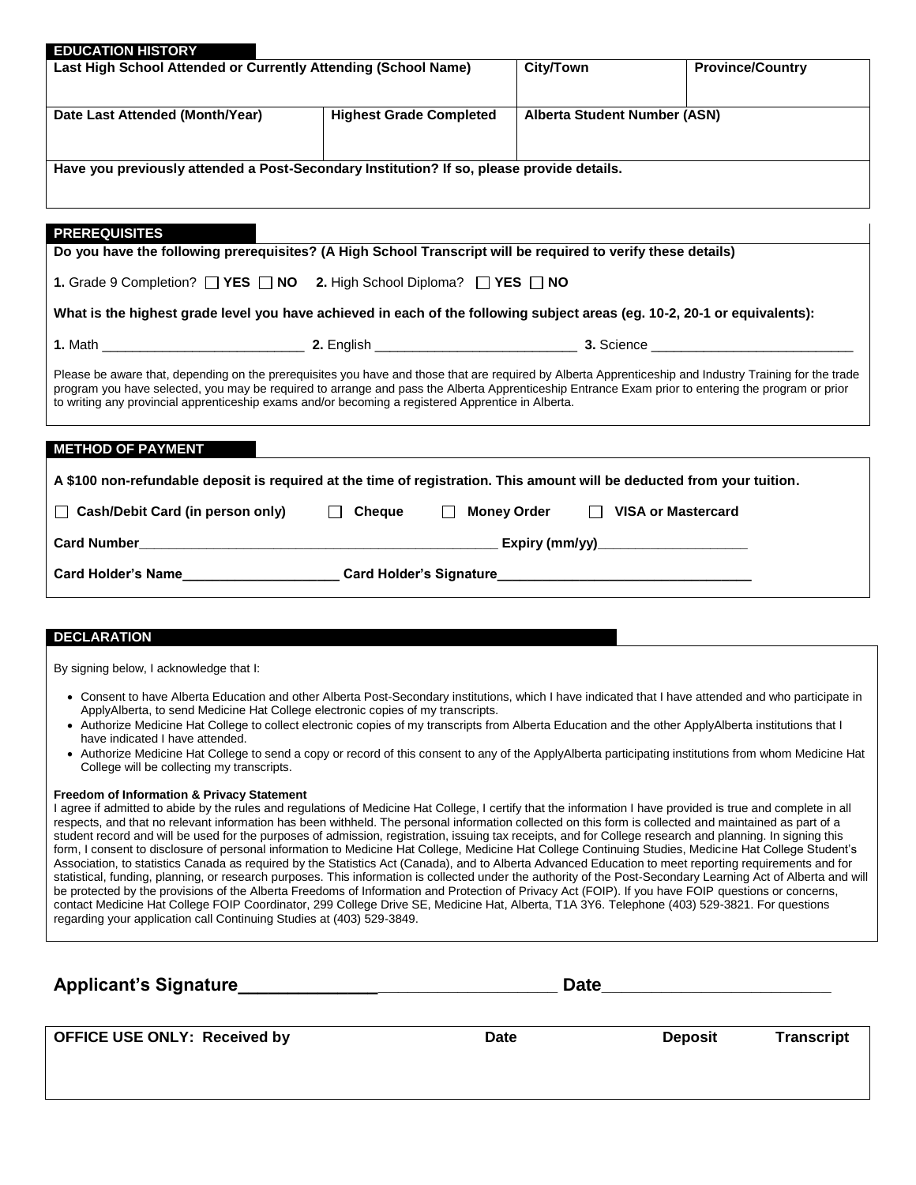## EDUCATION HISTORY

| Last High School Attended or Currently Attending (School Name) | | City/Town | Province/Country |
|---|---|---|---|
| | | | |
| **Date Last Attended (Month/Year)** | **Highest Grade Completed** | **Alberta Student Number (ASN)** | |
| | | | |
| **Have you previously attended a Post-Secondary Institution? If so, please provide details.** | | | |

## PREREQUISITES

**Do you have the following prerequisites? (A High School Transcript will be required to verify these details)**

**1.** Grade 9 Completion? ☐ **YES** ☐ **NO** **2.** High School Diploma? ☐ **YES** ☐ **NO**

**What is the highest grade level you have achieved in each of the following subject areas (eg. 10-2, 20-1 or equivalents):**

**1.** Math __________________________ **2.** English __________________________ **3.** Science __________________________

Please be aware that, depending on the prerequisites you have and those that are required by Alberta Apprenticeship and Industry Training for the trade program you have selected, you may be required to arrange and pass the Alberta Apprenticeship Entrance Exam prior to entering the program or prior to writing any provincial apprenticeship exams and/or becoming a registered Apprentice in Alberta.

## METHOD OF PAYMENT

**A $100 non-refundable deposit is required at the time of registration. This amount will be deducted from your tuition.**

☐ **Cash/Debit Card (in person only)** ☐ **Cheque** ☐ **Money Order** ☐ **VISA or Mastercard**

**Card Number**_______________________________________________ **Expiry (mm/yy)**___________________

**Card Holder's Name**____________________ **Card Holder's Signature**_________________________________

## DECLARATION

By signing below, I acknowledge that I:

- Consent to have Alberta Education and other Alberta Post-Secondary institutions, which I have indicated that I have attended and who participate in ApplyAlberta, to send Medicine Hat College electronic copies of my transcripts.
- Authorize Medicine Hat College to collect electronic copies of my transcripts from Alberta Education and the other ApplyAlberta institutions that I have indicated I have attended.
- Authorize Medicine Hat College to send a copy or record of this consent to any of the ApplyAlberta participating institutions from whom Medicine Hat College will be collecting my transcripts.

**Freedom of Information & Privacy Statement**

I agree if admitted to abide by the rules and regulations of Medicine Hat College, I certify that the information I have provided is true and complete in all respects, and that no relevant information has been withheld. The personal information collected on this form is collected and maintained as part of a student record and will be used for the purposes of admission, registration, issuing tax receipts, and for College research and planning. In signing this form, I consent to disclosure of personal information to Medicine Hat College, Medicine Hat College Continuing Studies, Medicine Hat College Student's Association, to statistics Canada as required by the Statistics Act (Canada), and to Alberta Advanced Education to meet reporting requirements and for statistical, funding, planning, or research purposes. This information is collected under the authority of the Post-Secondary Learning Act of Alberta and will be protected by the provisions of the Alberta Freedoms of Information and Protection of Privacy Act (FOIP). If you have FOIP questions or concerns, contact Medicine Hat College FOIP Coordinator, 299 College Drive SE, Medicine Hat, Alberta, T1A 3Y6. Telephone (403) 529-3821. For questions regarding your application call Continuing Studies at (403) 529-3849.

**Applicant's Signature**__________________________________ **Date**________________________

| OFFICE USE ONLY: Received by | Date | Deposit | Transcript |
|---|---|---|---|
| | | | |